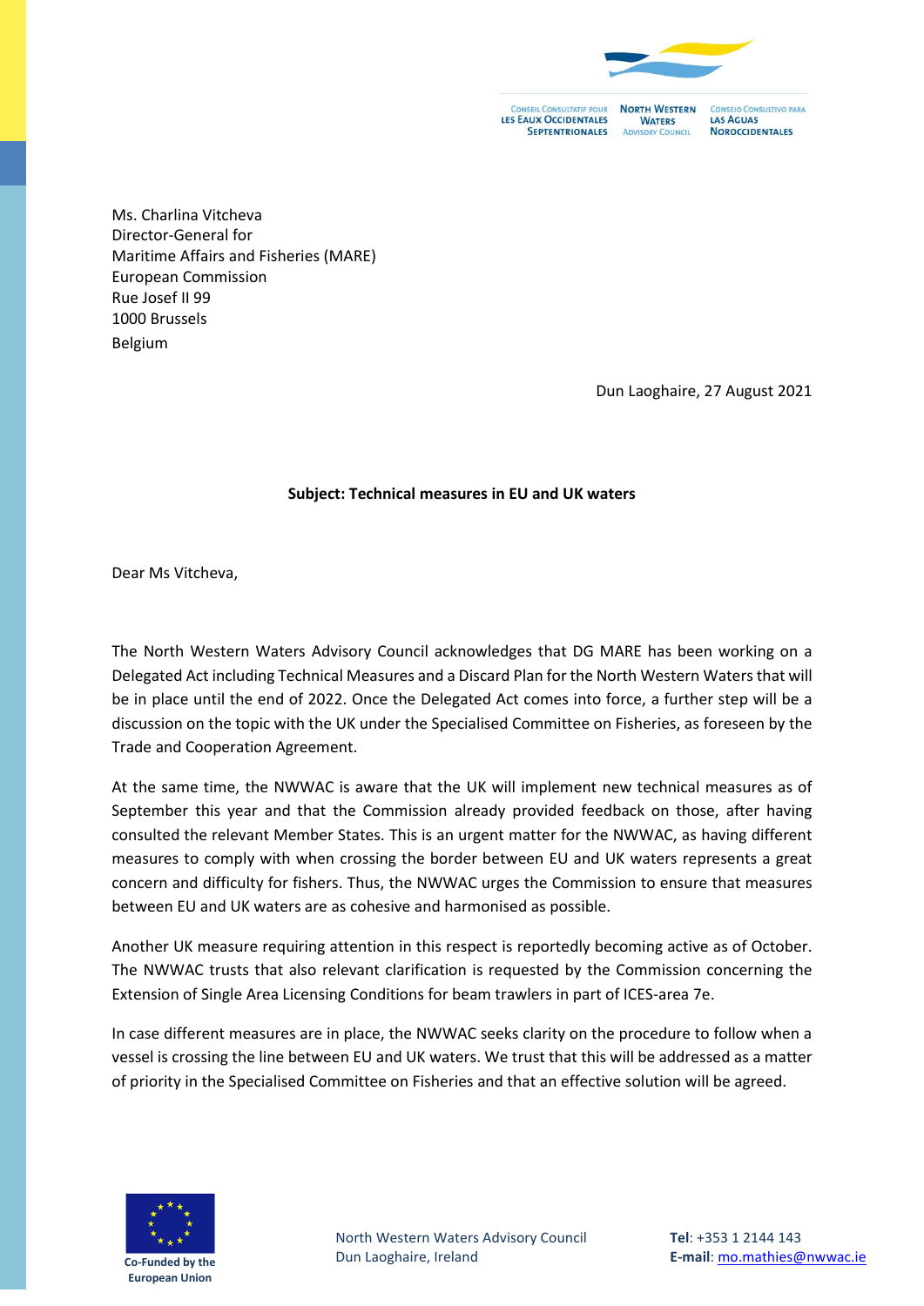Ms. Charlina Vitcheva
Director-General for
Maritime Affairs and Fisheries (MARE)
European Commission
Rue Josef II 99
1000 Brussels
Belgium

Dun Laoghaire, 27 August 2021

**Subject: Technical measures in EU and UK waters**

Dear Ms Vitcheva,

The North Western Waters Advisory Council acknowledges that DG MARE has been working on a Delegated Act including Technical Measures and a Discard Plan for the North Western Waters that will be in place until the end of 2022. Once the Delegated Act comes into force, a further step will be a discussion on the topic with the UK under the Specialised Committee on Fisheries, as foreseen by the Trade and Cooperation Agreement.

At the same time, the NWWAC is aware that the UK will implement new technical measures as of September this year and that the Commission already provided feedback on those, after having consulted the relevant Member States. This is an urgent matter for the NWWAC, as having different measures to comply with when crossing the border between EU and UK waters represents a great concern and difficulty for fishers. Thus, the NWWAC urges the Commission to ensure that measures between EU and UK waters are as cohesive and harmonised as possible.

Another UK measure requiring attention in this respect is reportedly becoming active as of October. The NWWAC trusts that also relevant clarification is requested by the Commission concerning the Extension of Single Area Licensing Conditions for beam trawlers in part of ICES-area 7e.

In case different measures are in place, the NWWAC seeks clarity on the procedure to follow when a vessel is crossing the line between EU and UK waters. We trust that this will be addressed as a matter of priority in the Specialised Committee on Fisheries and that an effective solution will be agreed.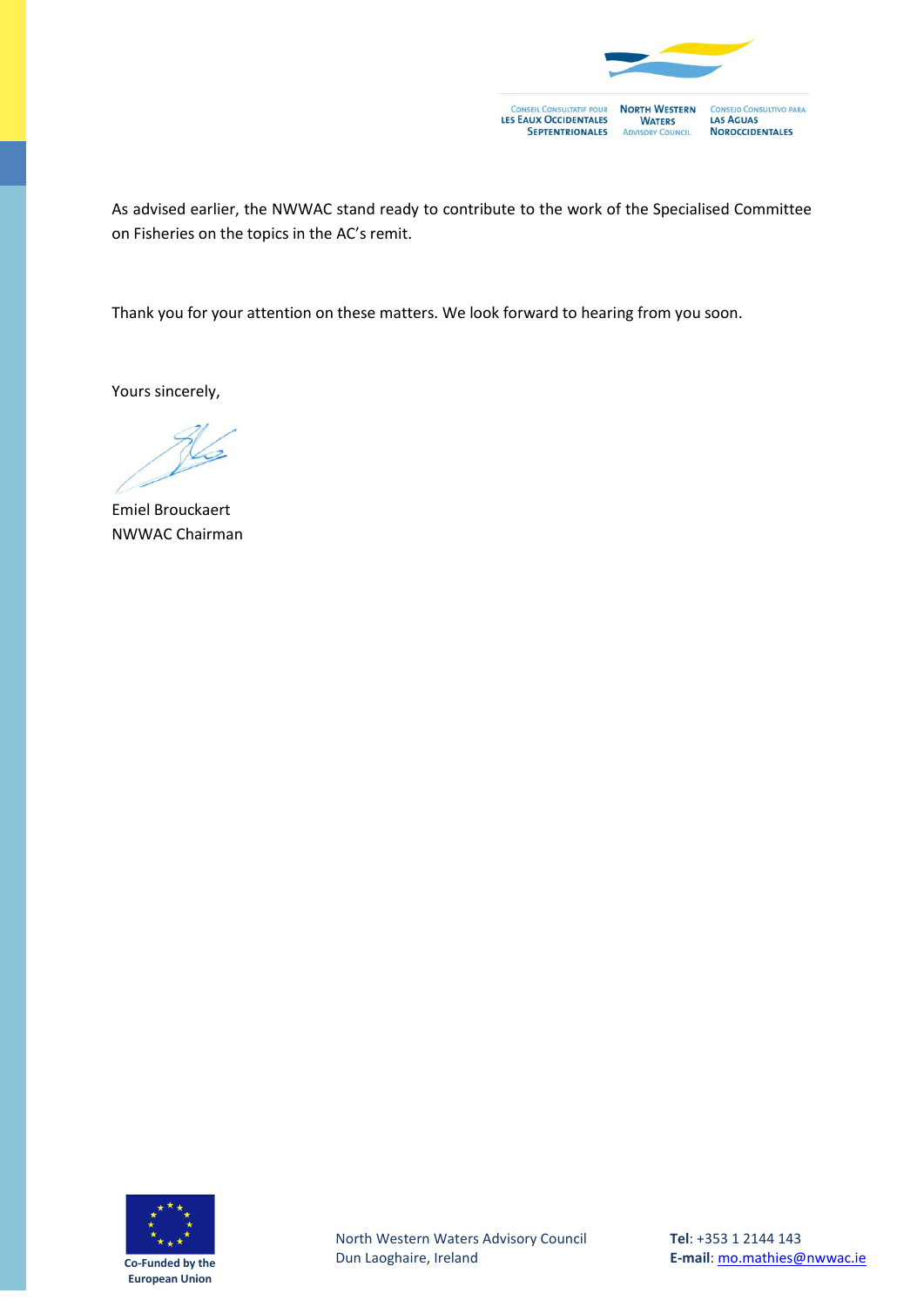As advised earlier, the NWWAC stand ready to contribute to the work of the Specialised Committee on Fisheries on the topics in the AC's remit.

Thank you for your attention on these matters. We look forward to hearing from you soon.

Yours sincerely,

Emiel Brouckaert
NWWAC Chairman